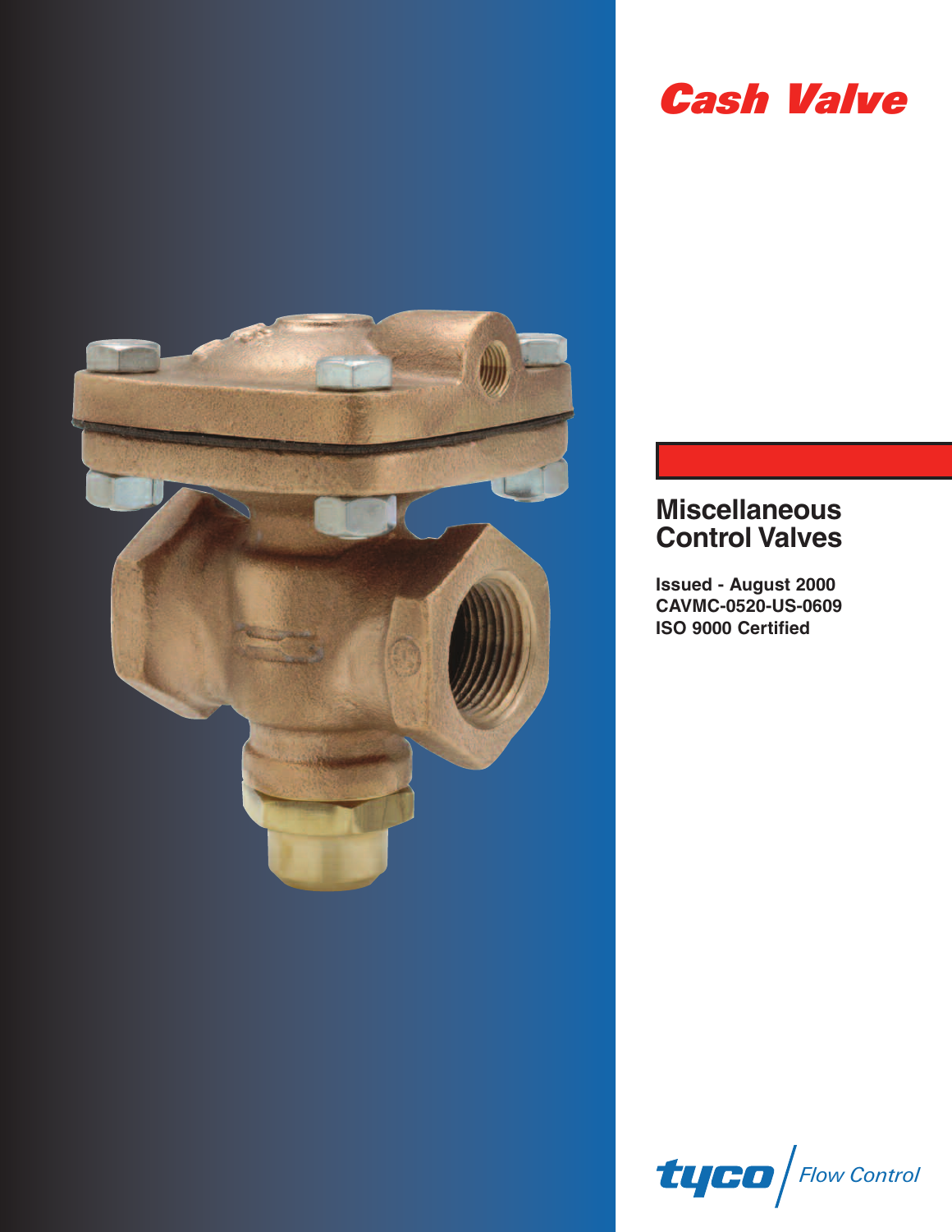# Cash Valve

## Miscellaneous Control Valves

**Issued - August 2000**
**CAVMC-0520-US-0609**
**ISO 9000 Certified**

tyco | Flow Control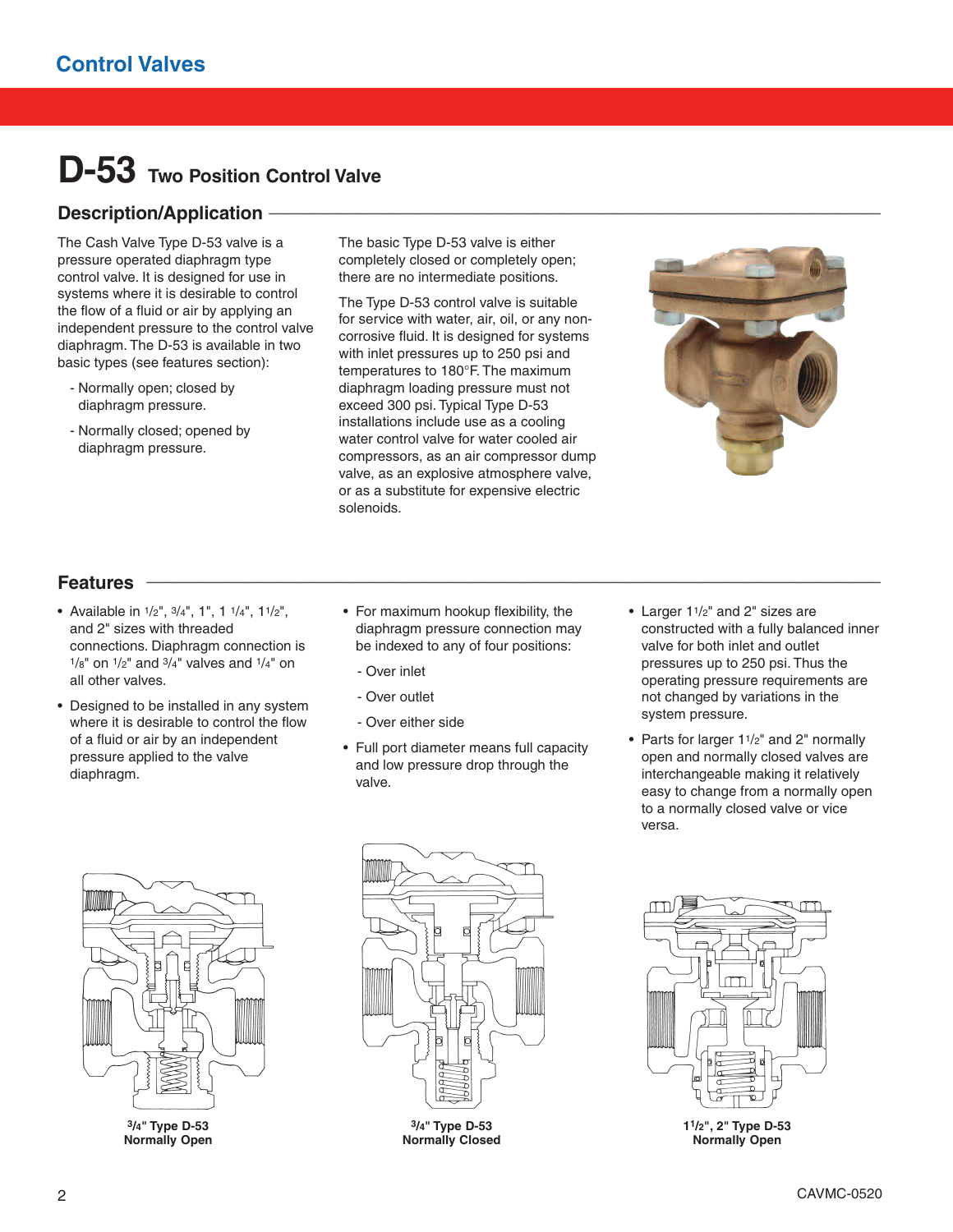# D-53 Two Position Control Valve

## Description/Application

The Cash Valve Type D-53 valve is a pressure operated diaphragm type control valve. It is designed for use in systems where it is desirable to control the flow of a fluid or air by applying an independent pressure to the control valve diaphragm. The D-53 is available in two basic types (see features section):

- Normally open; closed by diaphragm pressure.
- Normally closed; opened by diaphragm pressure.

The basic Type D-53 valve is either completely closed or completely open; there are no intermediate positions.

The Type D-53 control valve is suitable for service with water, air, oil, or any non-corrosive fluid. It is designed for systems with inlet pressures up to 250 psi and temperatures to 180°F. The maximum diaphragm loading pressure must not exceed 300 psi. Typical Type D-53 installations include use as a cooling water control valve for water cooled air compressors, as an air compressor dump valve, as an explosive atmosphere valve, or as a substitute for expensive electric solenoids.

## Features

- Available in 1/2", 3/4", 1", 1 1/4", 1 1/2", and 2" sizes with threaded connections. Diaphragm connection is 1/8" on 1/2" and 3/4" valves and 1/4" on all other valves.
- Designed to be installed in any system where it is desirable to control the flow of a fluid or air by an independent pressure applied to the valve diaphragm.
- For maximum hookup flexibility, the diaphragm pressure connection may be indexed to any of four positions:
  - Over inlet
  - Over outlet
  - Over either side
- Full port diameter means full capacity and low pressure drop through the valve.
- Larger 1 1/2" and 2" sizes are constructed with a fully balanced inner valve for both inlet and outlet pressures up to 250 psi. Thus the operating pressure requirements are not changed by variations in the system pressure.
- Parts for larger 1 1/2" and 2" normally open and normally closed valves are interchangeable making it relatively easy to change from a normally open to a normally closed valve or vice versa.

**3/4" Type D-53 Normally Open**

**3/4" Type D-53 Normally Closed**

**1 1/2", 2" Type D-53 Normally Open**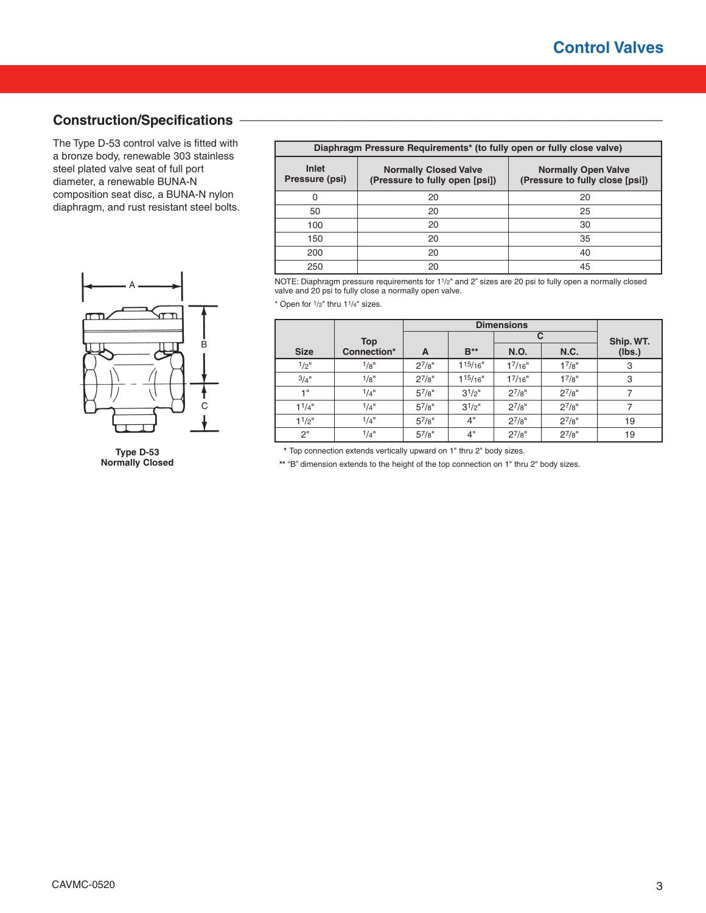## Construction/Specifications

The Type D-53 control valve is fitted with a bronze body, renewable 303 stainless steel plated valve seat of full port diameter, a renewable BUNA-N composition seat disc, a BUNA-N nylon diaphragm, and rust resistant steel bolts.

Type D-53
Normally Closed

| Diaphragm Pressure Requirements* (to fully open or fully close valve) | | |
|---|---|---|
| Inlet Pressure (psi) | Normally Closed Valve (Pressure to fully open [psi]) | Normally Open Valve (Pressure to fully close [psi]) |
| 0 | 20 | 20 |
| 50 | 20 | 25 |
| 100 | 20 | 30 |
| 150 | 20 | 35 |
| 200 | 20 | 40 |
| 250 | 20 | 45 |

NOTE: Diaphragm pressure requirements for 1 1/2" and 2" sizes are 20 psi to fully open a normally closed valve and 20 psi to fully close a normally open valve.

* Open for 1/2" thru 1 1/4" sizes.

| Size | Top Connection* | Dimensions | | | | Ship. WT. (lbs.) |
|---|---|---|---|---|---|---|
| | | A | B** | C N.O. | C N.C. | |
| 1/2" | 1/8" | 2 7/8" | 1 15/16" | 1 7/16" | 1 7/8" | 3 |
| 3/4" | 1/8" | 2 7/8" | 1 15/16" | 1 7/16" | 1 7/8" | 3 |
| 1" | 1/4" | 5 7/8" | 3 1/2" | 2 7/8" | 2 7/8" | 7 |
| 1 1/4" | 1/4" | 5 7/8" | 3 1/2" | 2 7/8" | 2 7/8" | 7 |
| 1 1/2" | 1/4" | 5 7/8" | 4" | 2 7/8" | 2 7/8" | 19 |
| 2" | 1/4" | 5 7/8" | 4" | 2 7/8" | 2 7/8" | 19 |

* Top connection extends vertically upward on 1" thru 2" body sizes.

** "B" dimension extends to the height of the top connection on 1" thru 2" body sizes.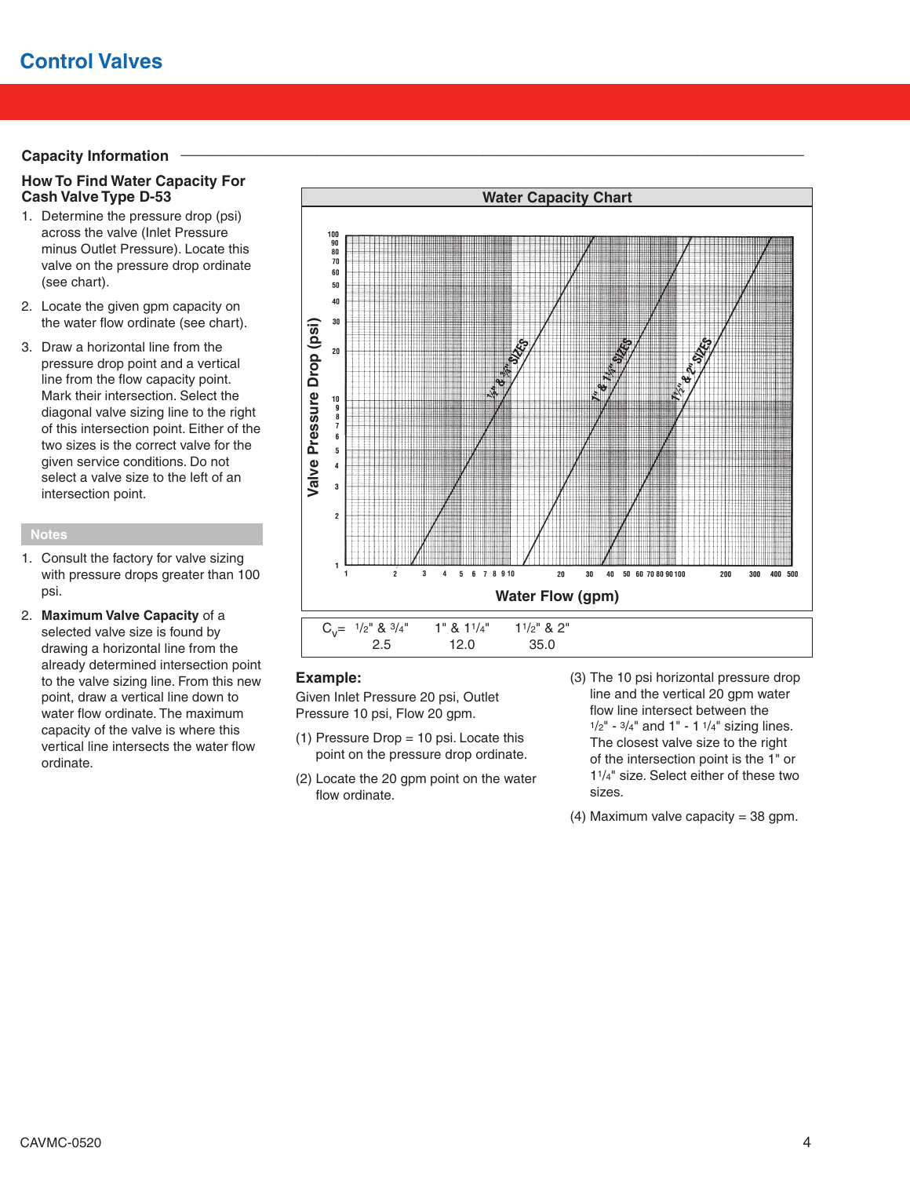# Control Valves

## Capacity Information

### How To Find Water Capacity For Cash Valve Type D-53

1. Determine the pressure drop (psi) across the valve (Inlet Pressure minus Outlet Pressure). Locate this valve on the pressure drop ordinate (see chart).
2. Locate the given gpm capacity on the water flow ordinate (see chart).
3. Draw a horizontal line from the pressure drop point and a vertical line from the flow capacity point. Mark their intersection. Select the diagonal valve sizing line to the right of this intersection point. Either of the two sizes is the correct valve for the given service conditions. Do not select a valve size to the left of an intersection point.

### Notes

1. Consult the factory for valve sizing with pressure drops greater than 100 psi.
2. **Maximum Valve Capacity** of a selected valve size is found by drawing a horizontal line from the already determined intersection point to the valve sizing line. From this new point, draw a vertical line down to water flow ordinate. The maximum capacity of the valve is where this vertical line intersects the water flow ordinate.

**Water Capacity Chart**

Valve Pressure Drop (psi) vs. Water Flow (gpm) — sizing lines: 1/2" & 3/4" SIZES; 1" & 1 1/4" SIZES; 1 1/2" & 2" SIZES

| $C_v$= | 1/2" & 3/4" | 1" & 1 1/4" | 1 1/2" & 2" |
|---|---|---|---|
| | 2.5 | 12.0 | 35.0 |

### Example:

Given Inlet Pressure 20 psi, Outlet Pressure 10 psi, Flow 20 gpm.

(1) Pressure Drop = 10 psi. Locate this point on the pressure drop ordinate.

(2) Locate the 20 gpm point on the water flow ordinate.

(3) The 10 psi horizontal pressure drop line and the vertical 20 gpm water flow line intersect between the 1/2" - 3/4" and 1" - 1 1/4" sizing lines. The closest valve size to the right of the intersection point is the 1" or 1 1/4" size. Select either of these two sizes.

(4) Maximum valve capacity = 38 gpm.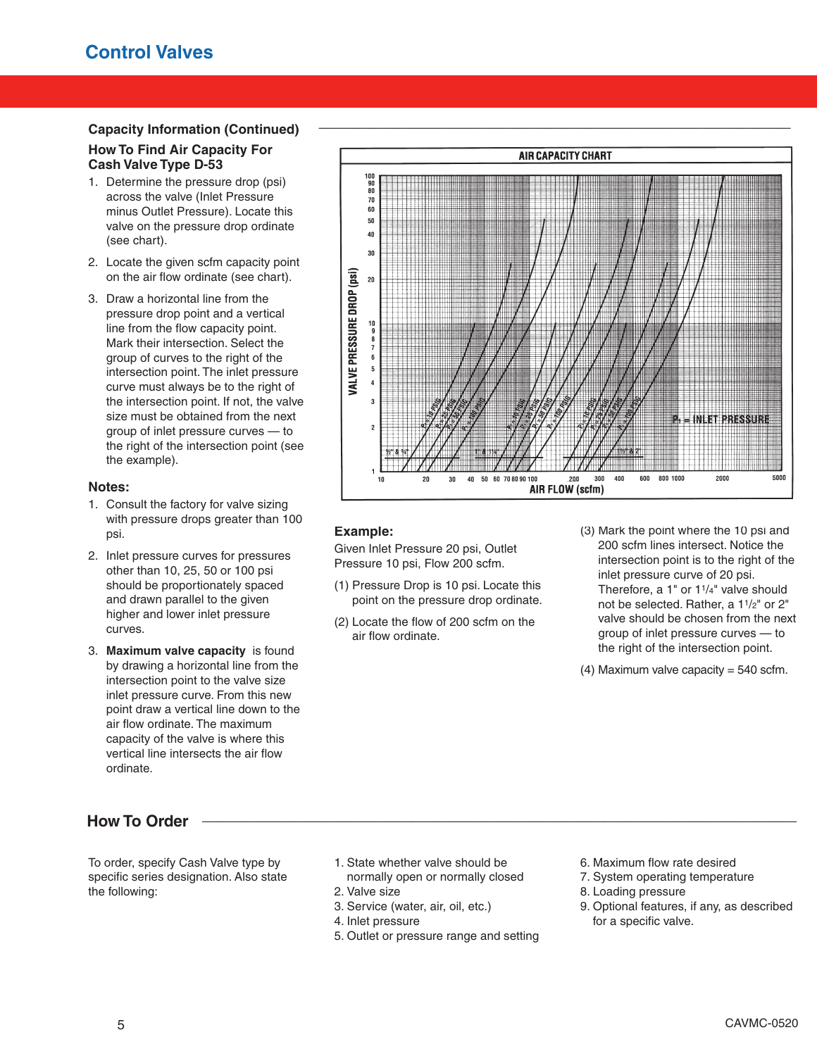## Capacity Information (Continued)

### How To Find Air Capacity For Cash Valve Type D-53

1. Determine the pressure drop (psi) across the valve (Inlet Pressure minus Outlet Pressure). Locate this valve on the pressure drop ordinate (see chart).
2. Locate the given scfm capacity point on the air flow ordinate (see chart).
3. Draw a horizontal line from the pressure drop point and a vertical line from the flow capacity point. Mark their intersection. Select the group of curves to the right of the intersection point. The inlet pressure curve must always be to the right of the intersection point. If not, the valve size must be obtained from the next group of inlet pressure curves — to the right of the intersection point (see the example).

**Notes:**

1. Consult the factory for valve sizing with pressure drops greater than 100 psi.
2. Inlet pressure curves for pressures other than 10, 25, 50 or 100 psi should be proportionately spaced and drawn parallel to the given higher and lower inlet pressure curves.
3. **Maximum valve capacity** is found by drawing a horizontal line from the intersection point to the valve size inlet pressure curve. From this new point draw a vertical line down to the air flow ordinate. The maximum capacity of the valve is where this vertical line intersects the air flow ordinate.

AIR CAPACITY CHART

**Example:**

Given Inlet Pressure 20 psi, Outlet Pressure 10 psi, Flow 200 scfm.

(1) Pressure Drop is 10 psi. Locate this point on the pressure drop ordinate.

(2) Locate the flow of 200 scfm on the air flow ordinate.

(3) Mark the point where the 10 psi and 200 scfm lines intersect. Notice the intersection point is to the right of the inlet pressure curve of 20 psi. Therefore, a 1" or 1¼" valve should not be selected. Rather, a 1½" or 2" valve should be chosen from the next group of inlet pressure curves — to the right of the intersection point.

(4) Maximum valve capacity = 540 scfm.

## How To Order

To order, specify Cash Valve type by specific series designation. Also state the following:

1. State whether valve should be normally open or normally closed
2. Valve size
3. Service (water, air, oil, etc.)
4. Inlet pressure
5. Outlet or pressure range and setting
6. Maximum flow rate desired
7. System operating temperature
8. Loading pressure
9. Optional features, if any, as described for a specific valve.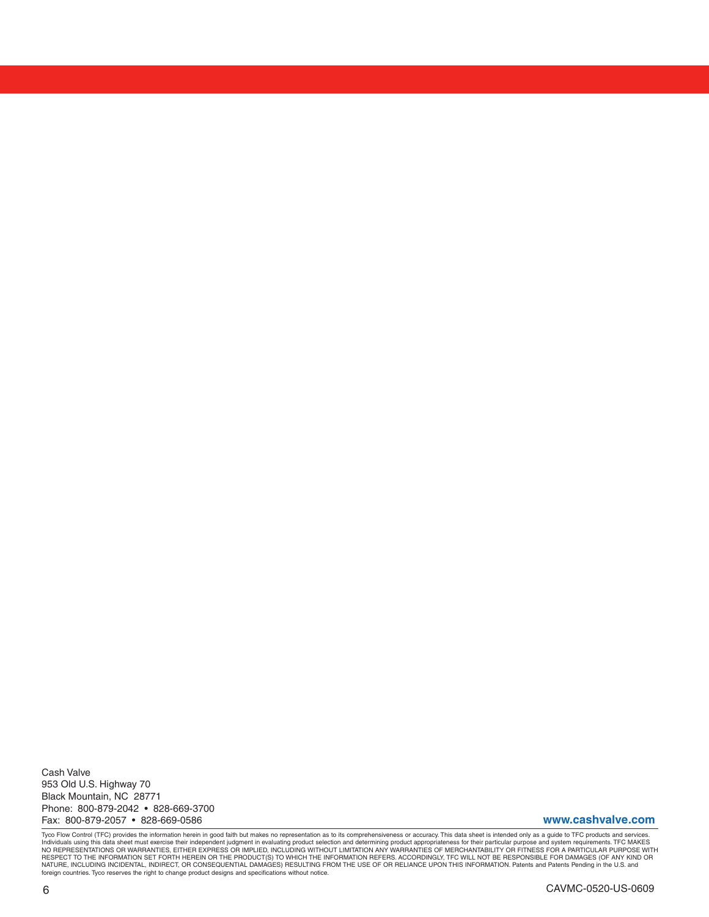Cash Valve
953 Old U.S. Highway 70
Black Mountain, NC 28771
Phone: 800-879-2042 • 828-669-3700
Fax: 800-879-2057 • 828-669-0586

**www.cashvalve.com**

Tyco Flow Control (TFC) provides the information herein in good faith but makes no representation as to its comprehensiveness or accuracy. This data sheet is intended only as a guide to TFC products and services. Individuals using this data sheet must exercise their independent judgment in evaluating product selection and determining product appropriateness for their particular purpose and system requirements. TFC MAKES NO REPRESENTATIONS OR WARRANTIES, EITHER EXPRESS OR IMPLIED, INCLUDING WITHOUT LIMITATION ANY WARRANTIES OF MERCHANTABILITY OR FITNESS FOR A PARTICULAR PURPOSE WITH RESPECT TO THE INFORMATION SET FORTH HEREIN OR THE PRODUCT(S) TO WHICH THE INFORMATION REFERS. ACCORDINGLY, TFC WILL NOT BE RESPONSIBLE FOR DAMAGES (OF ANY KIND OR NATURE, INCLUDING INCIDENTAL, INDIRECT, OR CONSEQUENTIAL DAMAGES) RESULTING FROM THE USE OF OR RELIANCE UPON THIS INFORMATION. Patents and Patents Pending in the U.S. and foreign countries. Tyco reserves the right to change product designs and specifications without notice.

CAVMC-0520-US-0609